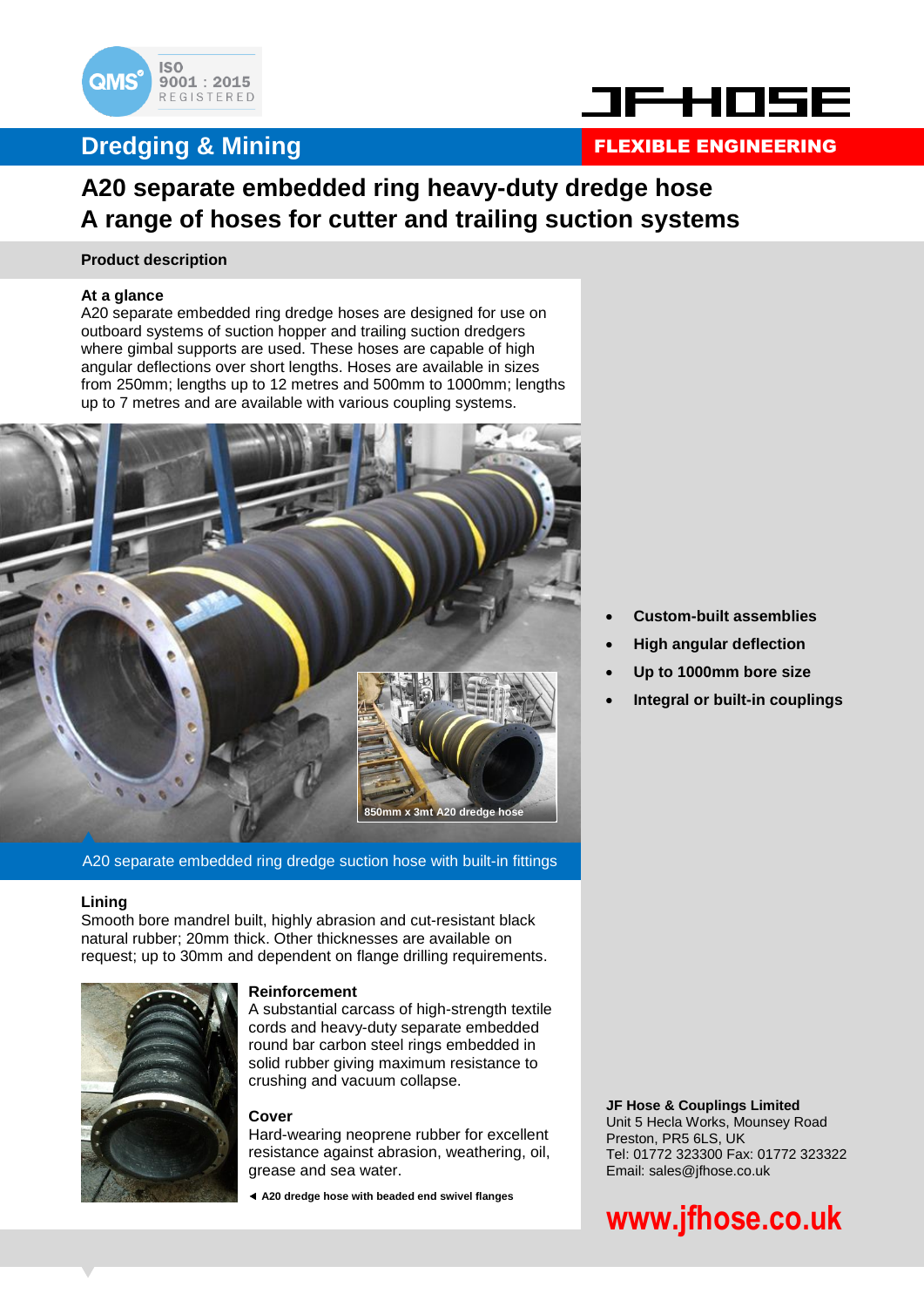ISO 9001 : 2015 REGISTERED

JF HOSE

## Dredging & Mining

**FLEXIBLE ENGINEERING**

# A20 separate embedded ring heavy-duty dredge hose
# A range of hoses for cutter and trailing suction systems

**Product description**

**At a glance**

A20 separate embedded ring dredge hoses are designed for use on outboard systems of suction hopper and trailing suction dredgers where gimbal supports are used. These hoses are capable of high angular deflections over short lengths. Hoses are available in sizes from 250mm; lengths up to 12 metres and 500mm to 1000mm; lengths up to 7 metres and are available with various coupling systems.

850mm x 3mt A20 dredge hose

A20 separate embedded ring dredge suction hose with built-in fittings

**Lining**

Smooth bore mandrel built, highly abrasion and cut-resistant black natural rubber; 20mm thick. Other thicknesses are available on request; up to 30mm and dependent on flange drilling requirements.

**Reinforcement**

A substantial carcass of high-strength textile cords and heavy-duty separate embedded round bar carbon steel rings embedded in solid rubber giving maximum resistance to crushing and vacuum collapse.

**Cover**

Hard-wearing neoprene rubber for excellent resistance against abrasion, weathering, oil, grease and sea water.

◄ A20 dredge hose with beaded end swivel flanges

- **Custom-built assemblies**
- **High angular deflection**
- **Up to 1000mm bore size**
- **Integral or built-in couplings**

**JF Hose & Couplings Limited**
Unit 5 Hecla Works, Mounsey Road
Preston, PR5 6LS, UK
Tel: 01772 323300 Fax: 01772 323322
Email: sales@jfhose.co.uk

**www.jfhose.co.uk**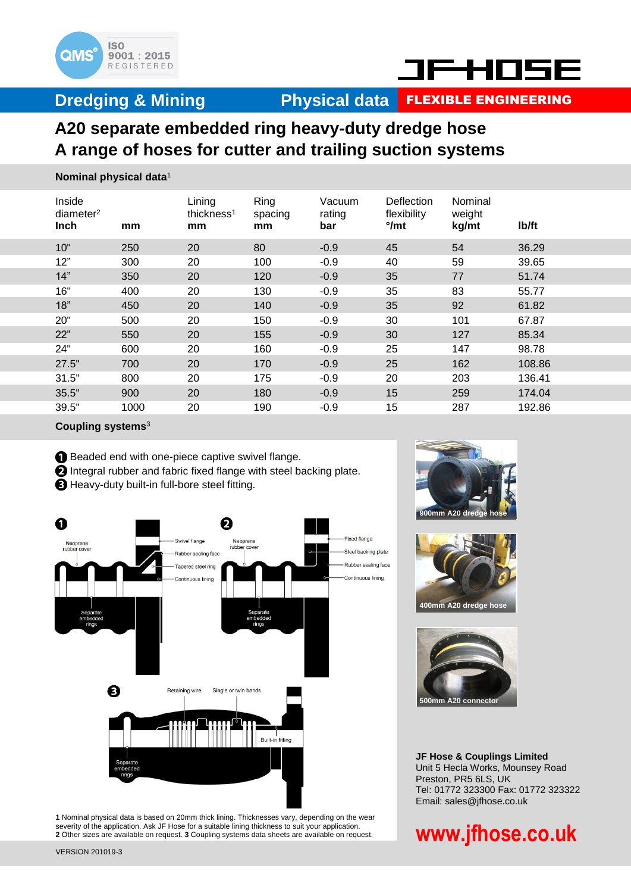## Dredging & Mining — Physical data — FLEXIBLE ENGINEERING

# A20 separate embedded ring heavy-duty dredge hose
# A range of hoses for cutter and trailing suction systems

**Nominal physical data**[1]

| Inside diameter[2] Inch | mm | Lining thickness[1] mm | Ring spacing mm | Vacuum rating bar | Deflection flexibility °/mt | Nominal weight kg/mt | lb/ft |
|---|---|---|---|---|---|---|---|
| 10" | 250 | 20 | 80 | -0.9 | 45 | 54 | 36.29 |
| 12" | 300 | 20 | 100 | -0.9 | 40 | 59 | 39.65 |
| 14" | 350 | 20 | 120 | -0.9 | 35 | 77 | 51.74 |
| 16" | 400 | 20 | 130 | -0.9 | 35 | 83 | 55.77 |
| 18" | 450 | 20 | 140 | -0.9 | 35 | 92 | 61.82 |
| 20" | 500 | 20 | 150 | -0.9 | 30 | 101 | 67.87 |
| 22" | 550 | 20 | 155 | -0.9 | 30 | 127 | 85.34 |
| 24" | 600 | 20 | 160 | -0.9 | 25 | 147 | 98.78 |
| 27.5" | 700 | 20 | 170 | -0.9 | 25 | 162 | 108.86 |
| 31.5" | 800 | 20 | 175 | -0.9 | 20 | 203 | 136.41 |
| 35.5" | 900 | 20 | 180 | -0.9 | 15 | 259 | 174.04 |
| 39.5" | 1000 | 20 | 190 | -0.9 | 15 | 287 | 192.86 |

**Coupling systems**[3]

1. Beaded end with one-piece captive swivel flange.
2. Integral rubber and fabric fixed flange with steel backing plate.
3. Heavy-duty built-in full-bore steel fitting.

1
Neoprene rubber cover
Swivel flange
Rubber sealing face
Tapered steel ring
Continuous lining
Separate embedded rings

2
Neoprene rubber cover
Fixed flange
Steel backing plate
Rubber sealing face
Continuous lining
Separate embedded rings

3
Retaining wire
Single or twin bands
Built-in fitting
Separate embedded rings

900mm A20 dredge hose

400mm A20 dredge hose

500mm A20 connector

**1** Nominal physical data is based on 20mm thick lining. Thicknesses vary, depending on the wear severity of the application. Ask JF Hose for a suitable lining thickness to suit your application.
**2** Other sizes are available on request. **3** Coupling systems data sheets are available on request.

**JF Hose & Couplings Limited**
Unit 5 Hecla Works, Mounsey Road
Preston, PR5 6LS, UK
Tel: 01772 323300 Fax: 01772 323322
Email: sales@jfhose.co.uk

**www.jfhose.co.uk**

VERSION 201019-3